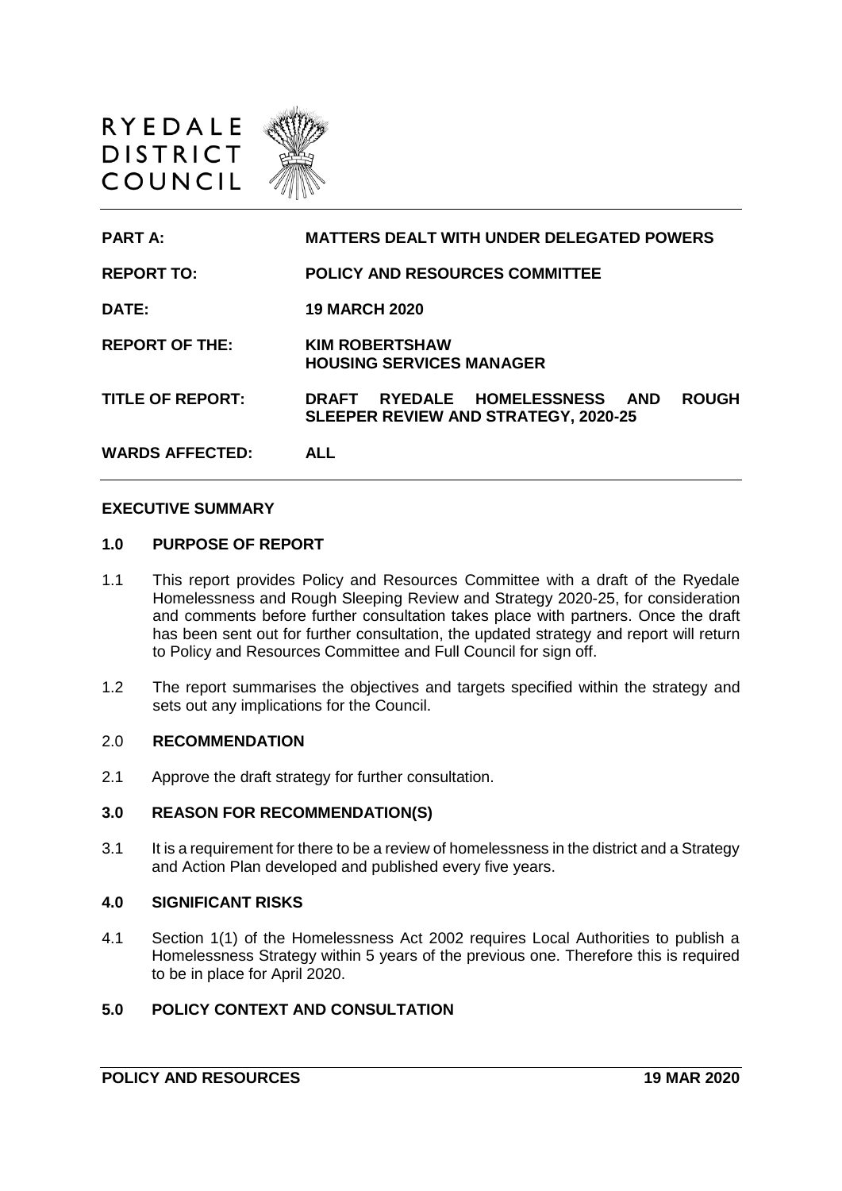RYEDALE DISTRICT COUNCIL

| | |
|---|---|
| **PART A:** | **MATTERS DEALT WITH UNDER DELEGATED POWERS** |
| **REPORT TO:** | **POLICY AND RESOURCES COMMITTEE** |
| **DATE:** | **19 MARCH 2020** |
| **REPORT OF THE:** | **KIM ROBERTSHAW**<br>**HOUSING SERVICES MANAGER** |
| **TITLE OF REPORT:** | **DRAFT RYEDALE HOMELESSNESS AND ROUGH SLEEPER REVIEW AND STRATEGY, 2020-25** |
| **WARDS AFFECTED:** | **ALL** |

**EXECUTIVE SUMMARY**

**1.0 PURPOSE OF REPORT**

1.1 This report provides Policy and Resources Committee with a draft of the Ryedale Homelessness and Rough Sleeping Review and Strategy 2020-25, for consideration and comments before further consultation takes place with partners. Once the draft has been sent out for further consultation, the updated strategy and report will return to Policy and Resources Committee and Full Council for sign off.

1.2 The report summarises the objectives and targets specified within the strategy and sets out any implications for the Council.

2.0 **RECOMMENDATION**

2.1 Approve the draft strategy for further consultation.

**3.0 REASON FOR RECOMMENDATION(S)**

3.1 It is a requirement for there to be a review of homelessness in the district and a Strategy and Action Plan developed and published every five years.

**4.0 SIGNIFICANT RISKS**

4.1 Section 1(1) of the Homelessness Act 2002 requires Local Authorities to publish a Homelessness Strategy within 5 years of the previous one. Therefore this is required to be in place for April 2020.

**5.0 POLICY CONTEXT AND CONSULTATION**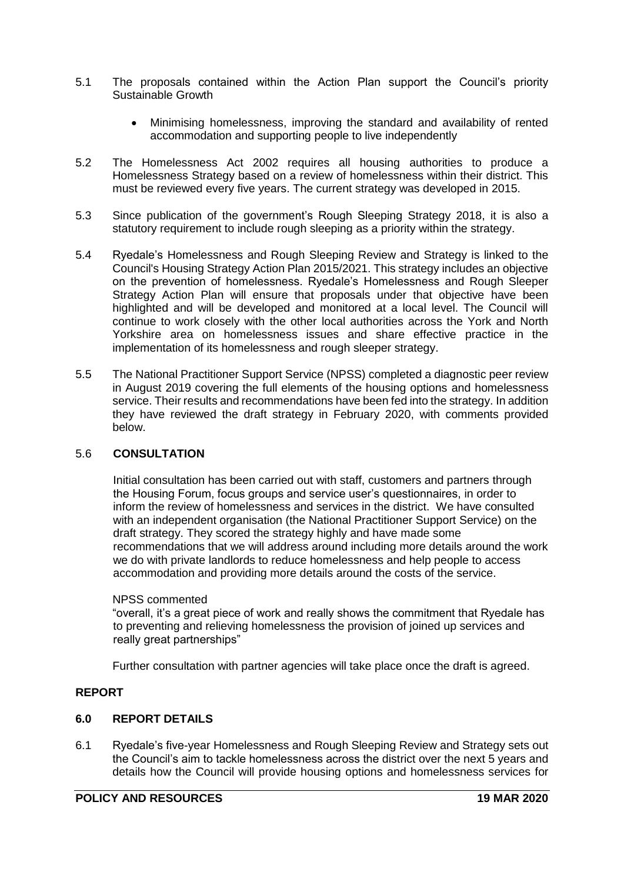5.1 The proposals contained within the Action Plan support the Council's priority Sustainable Growth

- Minimising homelessness, improving the standard and availability of rented accommodation and supporting people to live independently

5.2 The Homelessness Act 2002 requires all housing authorities to produce a Homelessness Strategy based on a review of homelessness within their district. This must be reviewed every five years. The current strategy was developed in 2015.

5.3 Since publication of the government's Rough Sleeping Strategy 2018, it is also a statutory requirement to include rough sleeping as a priority within the strategy.

5.4 Ryedale's Homelessness and Rough Sleeping Review and Strategy is linked to the Council's Housing Strategy Action Plan 2015/2021. This strategy includes an objective on the prevention of homelessness. Ryedale's Homelessness and Rough Sleeper Strategy Action Plan will ensure that proposals under that objective have been highlighted and will be developed and monitored at a local level. The Council will continue to work closely with the other local authorities across the York and North Yorkshire area on homelessness issues and share effective practice in the implementation of its homelessness and rough sleeper strategy.

5.5 The National Practitioner Support Service (NPSS) completed a diagnostic peer review in August 2019 covering the full elements of the housing options and homelessness service. Their results and recommendations have been fed into the strategy. In addition they have reviewed the draft strategy in February 2020, with comments provided below.

5.6 **CONSULTATION**

Initial consultation has been carried out with staff, customers and partners through the Housing Forum, focus groups and service user's questionnaires, in order to inform the review of homelessness and services in the district. We have consulted with an independent organisation (the National Practitioner Support Service) on the draft strategy. They scored the strategy highly and have made some recommendations that we will address around including more details around the work we do with private landlords to reduce homelessness and help people to access accommodation and providing more details around the costs of the service.

NPSS commented

"overall, it's a great piece of work and really shows the commitment that Ryedale has to preventing and relieving homelessness the provision of joined up services and really great partnerships"

Further consultation with partner agencies will take place once the draft is agreed.

**REPORT**

**6.0 REPORT DETAILS**

6.1 Ryedale's five-year Homelessness and Rough Sleeping Review and Strategy sets out the Council's aim to tackle homelessness across the district over the next 5 years and details how the Council will provide housing options and homelessness services for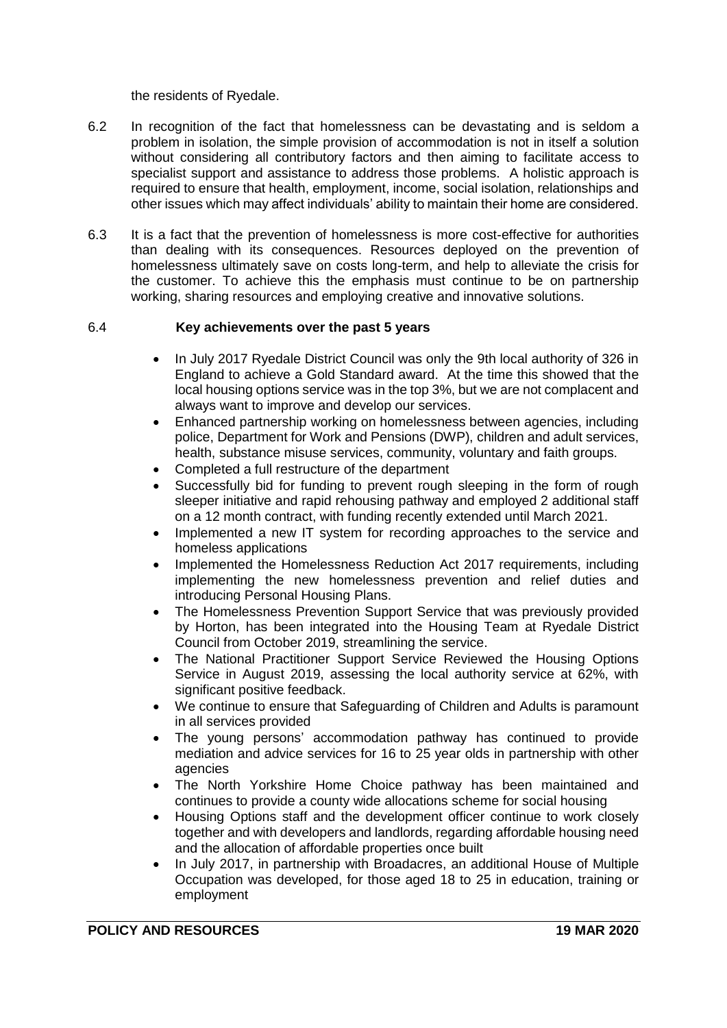the residents of Ryedale.

6.2 In recognition of the fact that homelessness can be devastating and is seldom a problem in isolation, the simple provision of accommodation is not in itself a solution without considering all contributory factors and then aiming to facilitate access to specialist support and assistance to address those problems. A holistic approach is required to ensure that health, employment, income, social isolation, relationships and other issues which may affect individuals' ability to maintain their home are considered.

6.3 It is a fact that the prevention of homelessness is more cost-effective for authorities than dealing with its consequences. Resources deployed on the prevention of homelessness ultimately save on costs long-term, and help to alleviate the crisis for the customer. To achieve this the emphasis must continue to be on partnership working, sharing resources and employing creative and innovative solutions.

6.4 **Key achievements over the past 5 years**

- In July 2017 Ryedale District Council was only the 9th local authority of 326 in England to achieve a Gold Standard award. At the time this showed that the local housing options service was in the top 3%, but we are not complacent and always want to improve and develop our services.
- Enhanced partnership working on homelessness between agencies, including police, Department for Work and Pensions (DWP), children and adult services, health, substance misuse services, community, voluntary and faith groups.
- Completed a full restructure of the department
- Successfully bid for funding to prevent rough sleeping in the form of rough sleeper initiative and rapid rehousing pathway and employed 2 additional staff on a 12 month contract, with funding recently extended until March 2021.
- Implemented a new IT system for recording approaches to the service and homeless applications
- Implemented the Homelessness Reduction Act 2017 requirements, including implementing the new homelessness prevention and relief duties and introducing Personal Housing Plans.
- The Homelessness Prevention Support Service that was previously provided by Horton, has been integrated into the Housing Team at Ryedale District Council from October 2019, streamlining the service.
- The National Practitioner Support Service Reviewed the Housing Options Service in August 2019, assessing the local authority service at 62%, with significant positive feedback.
- We continue to ensure that Safeguarding of Children and Adults is paramount in all services provided
- The young persons' accommodation pathway has continued to provide mediation and advice services for 16 to 25 year olds in partnership with other agencies
- The North Yorkshire Home Choice pathway has been maintained and continues to provide a county wide allocations scheme for social housing
- Housing Options staff and the development officer continue to work closely together and with developers and landlords, regarding affordable housing need and the allocation of affordable properties once built
- In July 2017, in partnership with Broadacres, an additional House of Multiple Occupation was developed, for those aged 18 to 25 in education, training or employment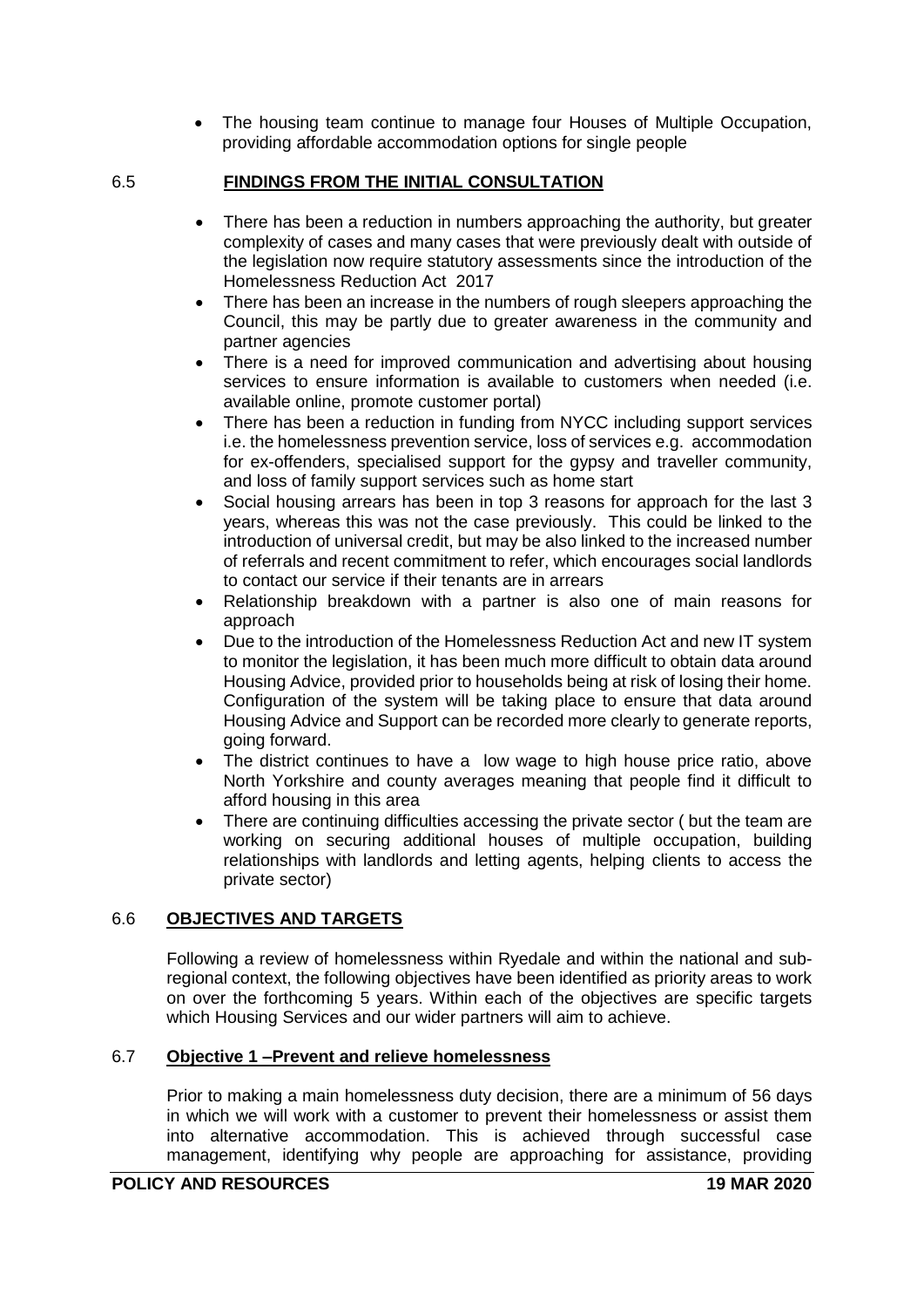- The housing team continue to manage four Houses of Multiple Occupation, providing affordable accommodation options for single people

## 6.5 FINDINGS FROM THE INITIAL CONSULTATION

- There has been a reduction in numbers approaching the authority, but greater complexity of cases and many cases that were previously dealt with outside of the legislation now require statutory assessments since the introduction of the Homelessness Reduction Act 2017
- There has been an increase in the numbers of rough sleepers approaching the Council, this may be partly due to greater awareness in the community and partner agencies
- There is a need for improved communication and advertising about housing services to ensure information is available to customers when needed (i.e. available online, promote customer portal)
- There has been a reduction in funding from NYCC including support services i.e. the homelessness prevention service, loss of services e.g. accommodation for ex-offenders, specialised support for the gypsy and traveller community, and loss of family support services such as home start
- Social housing arrears has been in top 3 reasons for approach for the last 3 years, whereas this was not the case previously. This could be linked to the introduction of universal credit, but may be also linked to the increased number of referrals and recent commitment to refer, which encourages social landlords to contact our service if their tenants are in arrears
- Relationship breakdown with a partner is also one of main reasons for approach
- Due to the introduction of the Homelessness Reduction Act and new IT system to monitor the legislation, it has been much more difficult to obtain data around Housing Advice, provided prior to households being at risk of losing their home. Configuration of the system will be taking place to ensure that data around Housing Advice and Support can be recorded more clearly to generate reports, going forward.
- The district continues to have a low wage to high house price ratio, above North Yorkshire and county averages meaning that people find it difficult to afford housing in this area
- There are continuing difficulties accessing the private sector ( but the team are working on securing additional houses of multiple occupation, building relationships with landlords and letting agents, helping clients to access the private sector)

## 6.6 OBJECTIVES AND TARGETS

Following a review of homelessness within Ryedale and within the national and sub-regional context, the following objectives have been identified as priority areas to work on over the forthcoming 5 years. Within each of the objectives are specific targets which Housing Services and our wider partners will aim to achieve.

## 6.7 Objective 1 –Prevent and relieve homelessness

Prior to making a main homelessness duty decision, there are a minimum of 56 days in which we will work with a customer to prevent their homelessness or assist them into alternative accommodation. This is achieved through successful case management, identifying why people are approaching for assistance, providing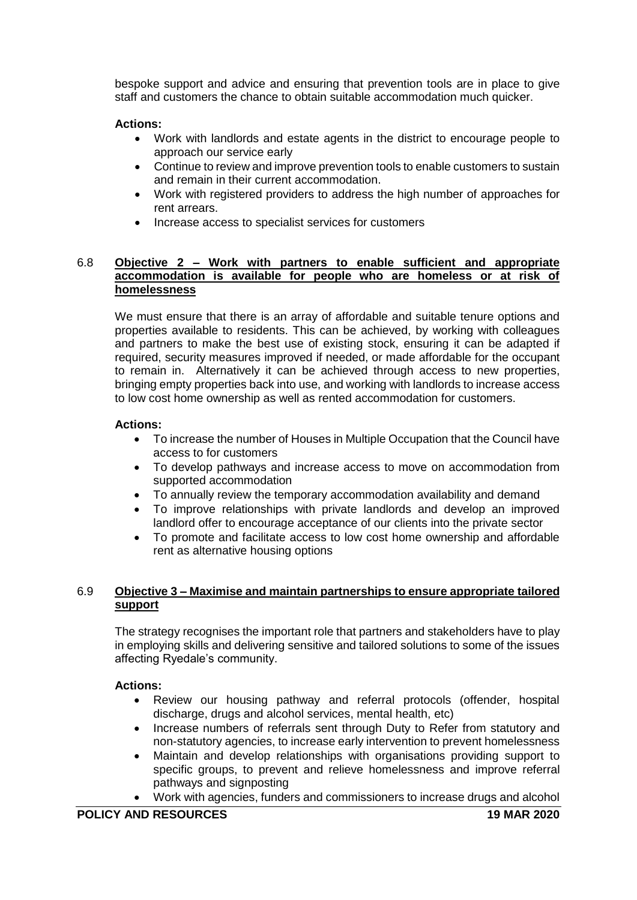bespoke support and advice and ensuring that prevention tools are in place to give staff and customers the chance to obtain suitable accommodation much quicker.

**Actions:**

- Work with landlords and estate agents in the district to encourage people to approach our service early
- Continue to review and improve prevention tools to enable customers to sustain and remain in their current accommodation.
- Work with registered providers to address the high number of approaches for rent arrears.
- Increase access to specialist services for customers

6.8 **Objective 2 – Work with partners to enable sufficient and appropriate accommodation is available for people who are homeless or at risk of homelessness**

We must ensure that there is an array of affordable and suitable tenure options and properties available to residents. This can be achieved, by working with colleagues and partners to make the best use of existing stock, ensuring it can be adapted if required, security measures improved if needed, or made affordable for the occupant to remain in. Alternatively it can be achieved through access to new properties, bringing empty properties back into use, and working with landlords to increase access to low cost home ownership as well as rented accommodation for customers.

**Actions:**

- To increase the number of Houses in Multiple Occupation that the Council have access to for customers
- To develop pathways and increase access to move on accommodation from supported accommodation
- To annually review the temporary accommodation availability and demand
- To improve relationships with private landlords and develop an improved landlord offer to encourage acceptance of our clients into the private sector
- To promote and facilitate access to low cost home ownership and affordable rent as alternative housing options

6.9 **Objective 3 – Maximise and maintain partnerships to ensure appropriate tailored support**

The strategy recognises the important role that partners and stakeholders have to play in employing skills and delivering sensitive and tailored solutions to some of the issues affecting Ryedale's community.

**Actions:**

- Review our housing pathway and referral protocols (offender, hospital discharge, drugs and alcohol services, mental health, etc)
- Increase numbers of referrals sent through Duty to Refer from statutory and non-statutory agencies, to increase early intervention to prevent homelessness
- Maintain and develop relationships with organisations providing support to specific groups, to prevent and relieve homelessness and improve referral pathways and signposting
- Work with agencies, funders and commissioners to increase drugs and alcohol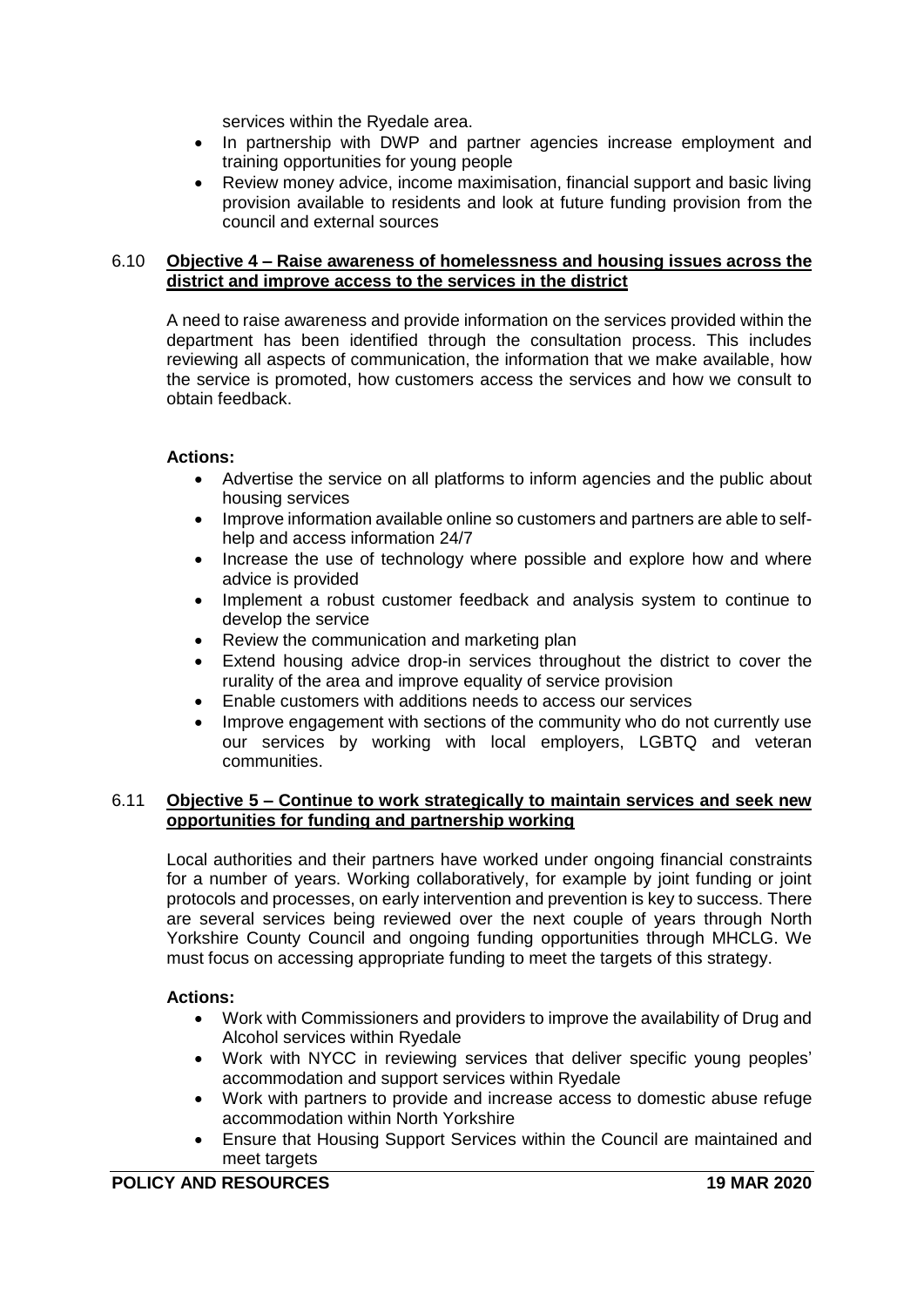services within the Ryedale area.
- In partnership with DWP and partner agencies increase employment and training opportunities for young people
- Review money advice, income maximisation, financial support and basic living provision available to residents and look at future funding provision from the council and external sources

6.10 **Objective 4 – Raise awareness of homelessness and housing issues across the district and improve access to the services in the district**

A need to raise awareness and provide information on the services provided within the department has been identified through the consultation process. This includes reviewing all aspects of communication, the information that we make available, how the service is promoted, how customers access the services and how we consult to obtain feedback.

**Actions:**

- Advertise the service on all platforms to inform agencies and the public about housing services
- Improve information available online so customers and partners are able to self-help and access information 24/7
- Increase the use of technology where possible and explore how and where advice is provided
- Implement a robust customer feedback and analysis system to continue to develop the service
- Review the communication and marketing plan
- Extend housing advice drop-in services throughout the district to cover the rurality of the area and improve equality of service provision
- Enable customers with additions needs to access our services
- Improve engagement with sections of the community who do not currently use our services by working with local employers, LGBTQ and veteran communities.

6.11 **Objective 5 – Continue to work strategically to maintain services and seek new opportunities for funding and partnership working**

Local authorities and their partners have worked under ongoing financial constraints for a number of years. Working collaboratively, for example by joint funding or joint protocols and processes, on early intervention and prevention is key to success. There are several services being reviewed over the next couple of years through North Yorkshire County Council and ongoing funding opportunities through MHCLG. We must focus on accessing appropriate funding to meet the targets of this strategy.

**Actions:**

- Work with Commissioners and providers to improve the availability of Drug and Alcohol services within Ryedale
- Work with NYCC in reviewing services that deliver specific young peoples' accommodation and support services within Ryedale
- Work with partners to provide and increase access to domestic abuse refuge accommodation within North Yorkshire
- Ensure that Housing Support Services within the Council are maintained and meet targets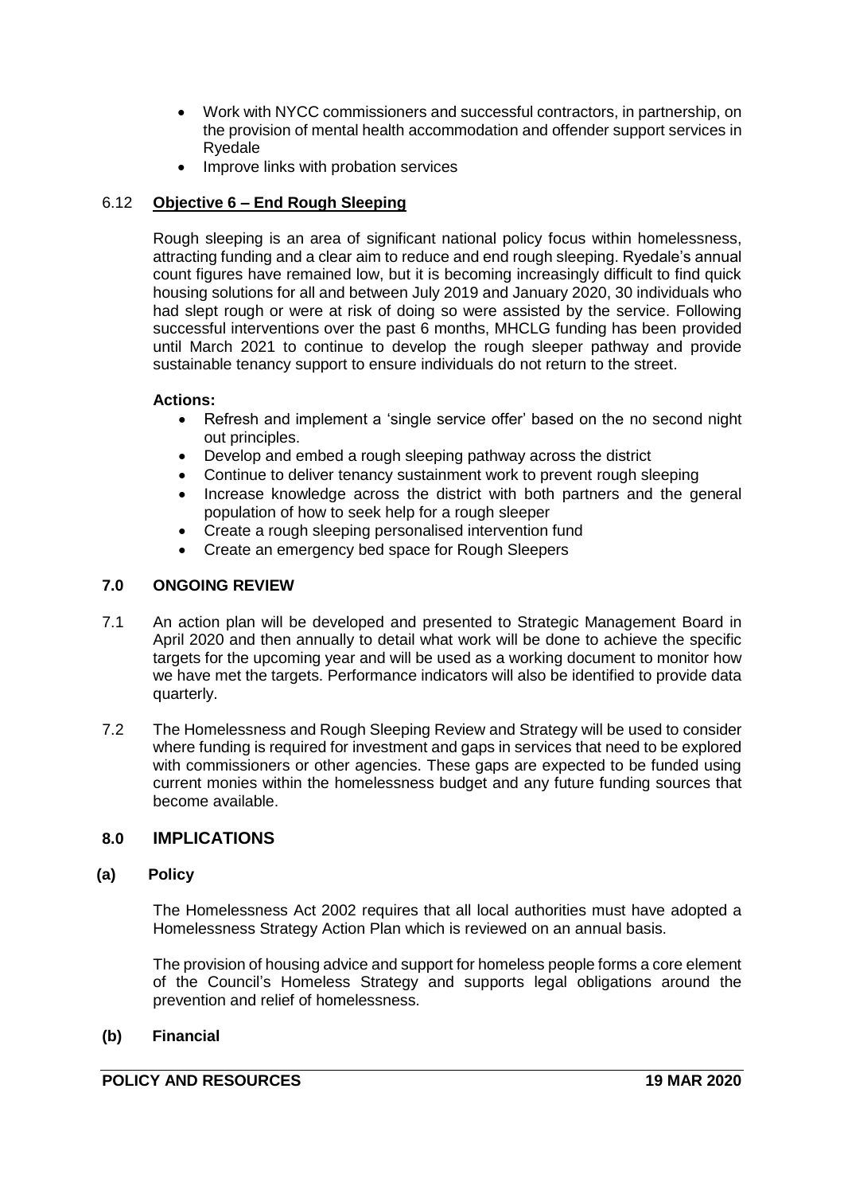- Work with NYCC commissioners and successful contractors, in partnership, on the provision of mental health accommodation and offender support services in Ryedale
- Improve links with probation services

### 6.12 **Objective 6 – End Rough Sleeping**

Rough sleeping is an area of significant national policy focus within homelessness, attracting funding and a clear aim to reduce and end rough sleeping. Ryedale's annual count figures have remained low, but it is becoming increasingly difficult to find quick housing solutions for all and between July 2019 and January 2020, 30 individuals who had slept rough or were at risk of doing so were assisted by the service. Following successful interventions over the past 6 months, MHCLG funding has been provided until March 2021 to continue to develop the rough sleeper pathway and provide sustainable tenancy support to ensure individuals do not return to the street.

**Actions:**

- Refresh and implement a 'single service offer' based on the no second night out principles.
- Develop and embed a rough sleeping pathway across the district
- Continue to deliver tenancy sustainment work to prevent rough sleeping
- Increase knowledge across the district with both partners and the general population of how to seek help for a rough sleeper
- Create a rough sleeping personalised intervention fund
- Create an emergency bed space for Rough Sleepers

## 7.0 ONGOING REVIEW

7.1 An action plan will be developed and presented to Strategic Management Board in April 2020 and then annually to detail what work will be done to achieve the specific targets for the upcoming year and will be used as a working document to monitor how we have met the targets. Performance indicators will also be identified to provide data quarterly.

7.2 The Homelessness and Rough Sleeping Review and Strategy will be used to consider where funding is required for investment and gaps in services that need to be explored with commissioners or other agencies. These gaps are expected to be funded using current monies within the homelessness budget and any future funding sources that become available.

## 8.0 IMPLICATIONS

### (a) Policy

The Homelessness Act 2002 requires that all local authorities must have adopted a Homelessness Strategy Action Plan which is reviewed on an annual basis.

The provision of housing advice and support for homeless people forms a core element of the Council's Homeless Strategy and supports legal obligations around the prevention and relief of homelessness.

### (b) Financial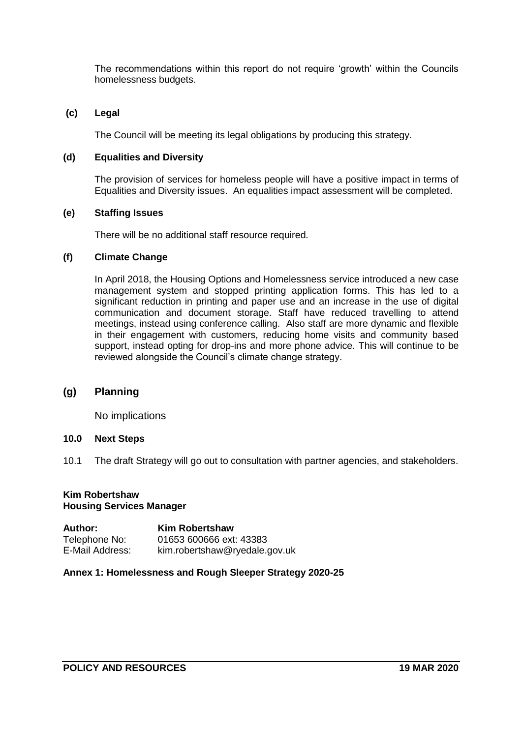The recommendations within this report do not require 'growth' within the Councils homelessness budgets.

### (c) Legal

The Council will be meeting its legal obligations by producing this strategy.

### (d) Equalities and Diversity

The provision of services for homeless people will have a positive impact in terms of Equalities and Diversity issues. An equalities impact assessment will be completed.

### (e) Staffing Issues

There will be no additional staff resource required.

### (f) Climate Change

In April 2018, the Housing Options and Homelessness service introduced a new case management system and stopped printing application forms. This has led to a significant reduction in printing and paper use and an increase in the use of digital communication and document storage. Staff have reduced travelling to attend meetings, instead using conference calling. Also staff are more dynamic and flexible in their engagement with customers, reducing home visits and community based support, instead opting for drop-ins and more phone advice. This will continue to be reviewed alongside the Council's climate change strategy.

### (g) Planning

No implications

## 10.0 Next Steps

10.1 The draft Strategy will go out to consultation with partner agencies, and stakeholders.

**Kim Robertshaw**
**Housing Services Manager**

| | |
|---|---|
| **Author:** | **Kim Robertshaw** |
| Telephone No: | 01653 600666 ext: 43383 |
| E-Mail Address: | kim.robertshaw@ryedale.gov.uk |

**Annex 1: Homelessness and Rough Sleeper Strategy 2020-25**